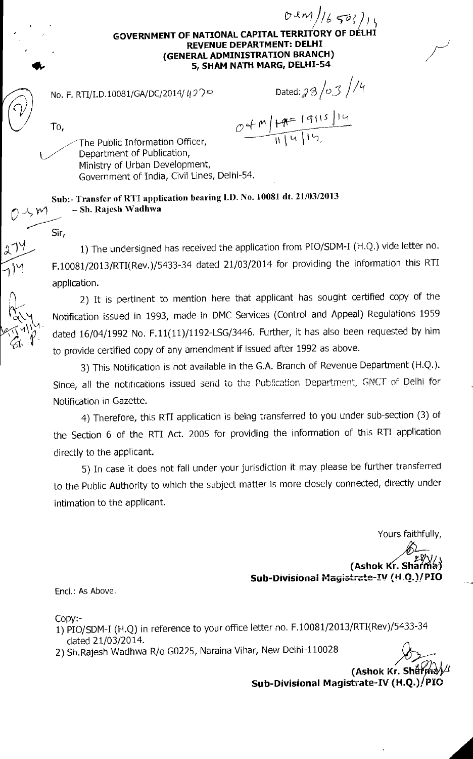# GOVERNMENT OF NATIONAL CAPITAL TERRITORY OF DELHI
## REVENUE DEPARTMENT: DELHI
## (GENERAL ADMINISTRATION BRANCH)
## 5, SHAM NATH MARG, DELHI-54

No. F. RTI/I.D.10081/GA/DC/2014/ 4270 Dated: 28/03/14

To,

The Public Information Officer,
Department of Publication,
Ministry of Urban Development,
Government of India, Civil Lines, Delhi-54.

**Sub:- Transfer of RTI application bearing I.D. No. 10081 dt. 21/03/2013 – Sh. Rajesh Wadhwa**

Sir,

1) The undersigned has received the application from PIO/SDM-I (H.Q.) vide letter no. F.10081/2013/RTI(Rev.)/5433-34 dated 21/03/2014 for providing the information this RTI application.

2) It is pertinent to mention here that applicant has sought certified copy of the Notification issued in 1993, made in DMC Services (Control and Appeal) Regulations 1959 dated 16/04/1992 No. F.11(11)/1192-LSG/3446. Further, it has also been requested by him to provide certified copy of any amendment if issued after 1992 as above.

3) This Notification is not available in the G.A. Branch of Revenue Department (H.Q.). Since, all the notifications issued send to the Publication Department, GNCT of Delhi for Notification in Gazette.

4) Therefore, this RTI application is being transferred to you under sub-section (3) of the Section 6 of the RTI Act. 2005 for providing the information of this RTI application directly to the applicant.

5) In case it does not fall under your jurisdiction it may please be further transferred to the Public Authority to which the subject matter is more closely connected, directly under intimation to the applicant.

Yours faithfully,

(Ashok Kr. Sharma)
**Sub-Divisional Magistrate-IV (H.Q.)/PIO**

Encl.: As Above.

Copy:-
1) PIO/SDM-I (H.Q) in reference to your office letter no. F.10081/2013/RTI(Rev)/5433-34 dated 21/03/2014.
2) Sh.Rajesh Wadhwa R/o G0225, Naraina Vihar, New Delhi-110028

(Ashok Kr. Sharma)
**Sub-Divisional Magistrate-IV (H.Q.)/PIO**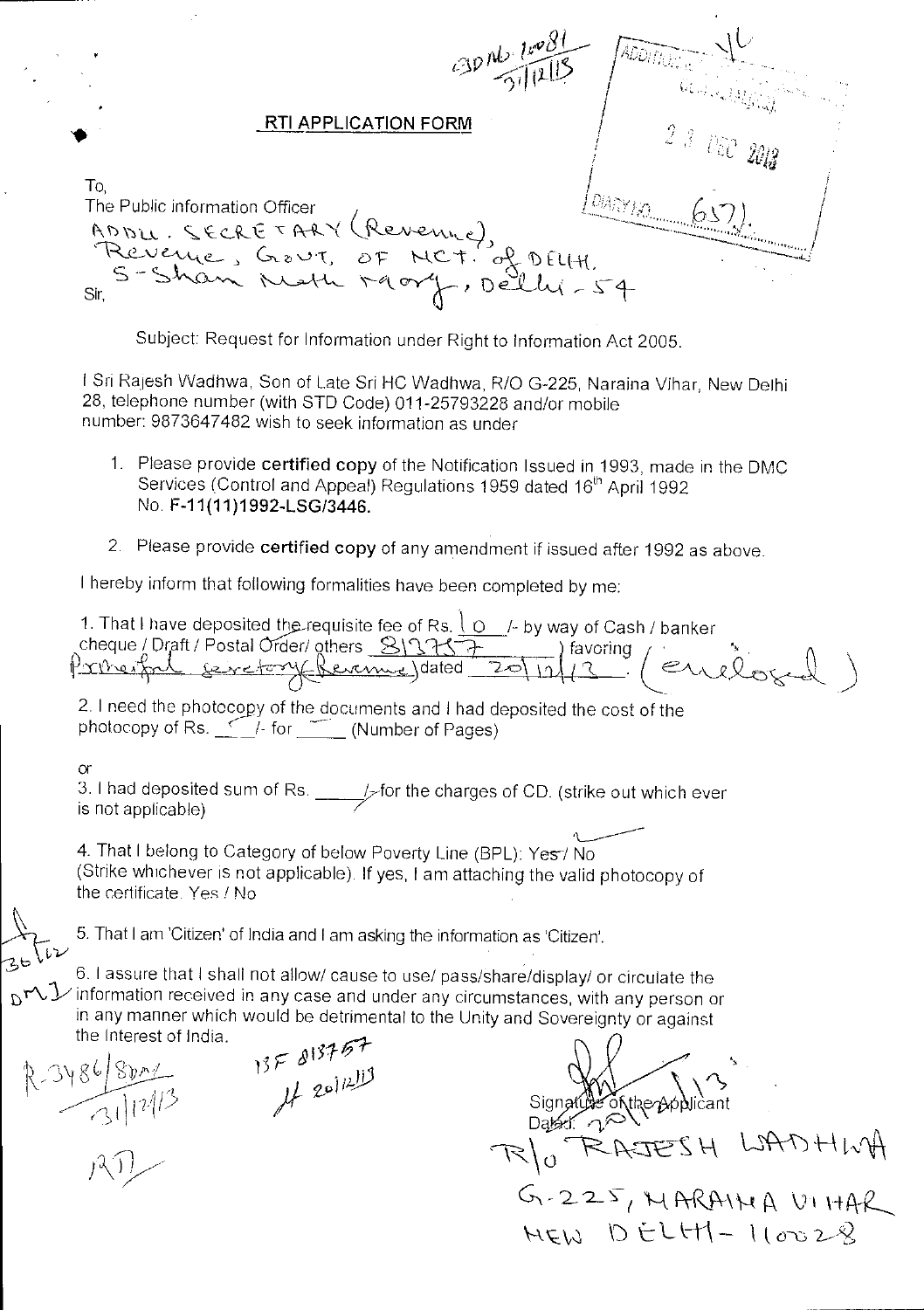CJD No. 1081
31/12/13

ADDITIONAL ...
23 DEC 2013
DIARY NO. 6571

## RTI APPLICATION FORM

To,
The Public information Officer
ADDL. SECRETARY (Revenue),
Revenue, GOVT. OF NCT. of DELHI,
5-Sham Nath Marg, Delhi-54

Sir,

Subject: Request for Information under Right to Information Act 2005.

I Sri Rajesh Wadhwa, Son of Late Sri HC Wadhwa, R/O G-225, Naraina Vihar, New Delhi 28, telephone number (with STD Code) 011-25793228 and/or mobile number: 9873647482 wish to seek information as under

1. Please provide **certified copy** of the Notification Issued in 1993, made in the DMC Services (Control and Appeal) Regulations 1959 dated 16th April 1992 No. **F-11(11)1992-LSG/3446.**

2. Please provide **certified copy** of any amendment if issued after 1992 as above.

I hereby inform that following formalities have been completed by me:

1. That I have deposited the requisite fee of Rs. 10 /- by way of Cash / banker cheque / Draft / Postal Order/ others 813757 ) favoring Principal Secretary (Revenue) dated 20/12/13. (enclosed)

2. I need the photocopy of the documents and I had deposited the cost of the photocopy of Rs. ___/- for ___ (Number of Pages)

or

3. I had deposited sum of Rs. ___/- for the charges of CD. (strike out which ever is not applicable)

4. That I belong to Category of below Poverty Line (BPL): Yes / No
(Strike whichever is not applicable). If yes, I am attaching the valid photocopy of the certificate. Yes / No

5. That I am 'Citizen' of India and I am asking the information as 'Citizen'.

6. I assure that I shall not allow/ cause to use/ pass/share/display/ or circulate the information received in any case and under any circumstances, with any person or in any manner which would be detrimental to the Unity and Sovereignty or against the Interest of India.

R-3486/SDM
31/12/13

RTI

13F 813757
20/12/13

Signature of the Applicant
Dated: 20/12/13
R/o RAJESH WADHWA
G-225, NARAINA VIHAR
NEW DELHI - 110028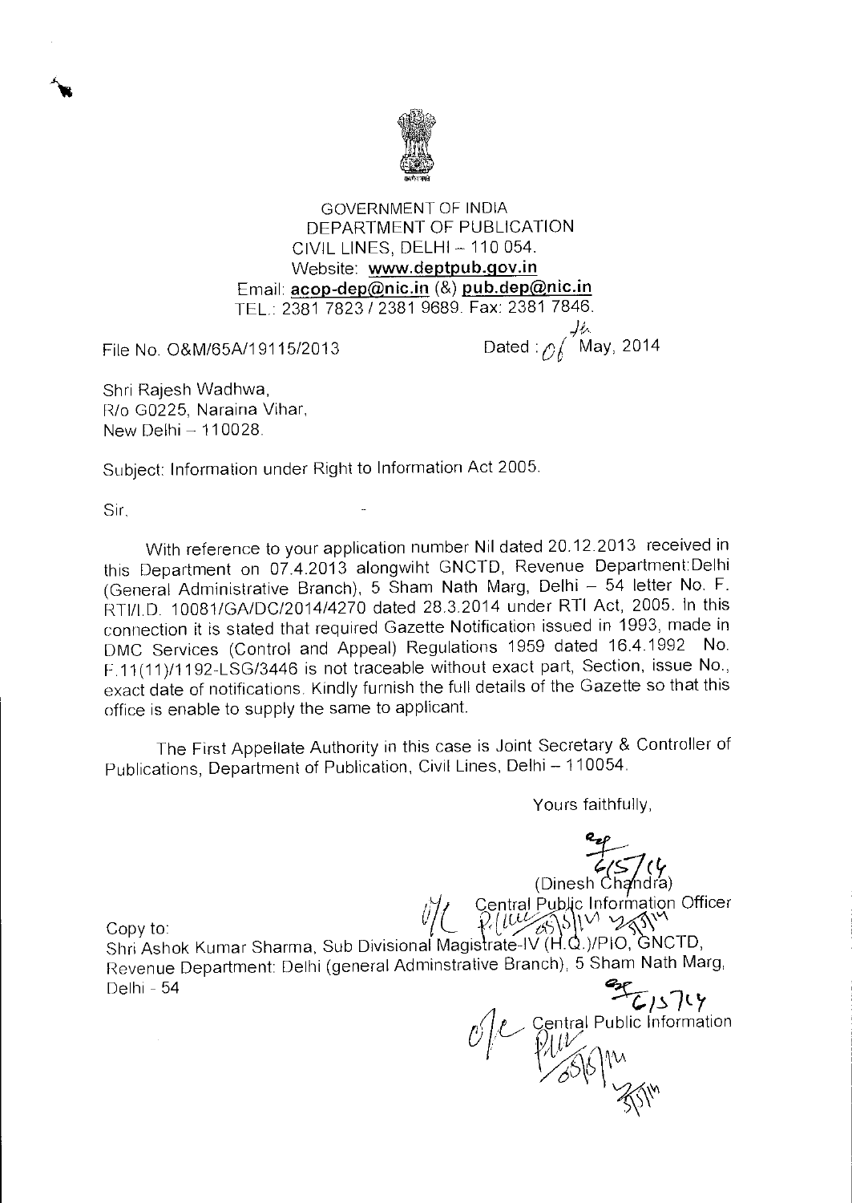GOVERNMENT OF INDIA
DEPARTMENT OF PUBLICATION
CIVIL LINES, DELHI – 110 054.
Website: **www.deptpub.gov.in**
Email: **acop-dep@nic.in** (&) **pub.dep@nic.in**
TEL.: 2381 7823 / 2381 9689. Fax: 2381 7846.

File No. O&M/65A/19115/2013 Dated : 06 May, 2014

Shri Rajesh Wadhwa,
R/o G0225, Naraina Vihar,
New Delhi – 110028.

Subject: Information under Right to Information Act 2005.

Sir,

With reference to your application number Nil dated 20.12.2013 received in this Department on 07.4.2013 alongwiht GNCTD, Revenue Department:Delhi (General Administrative Branch), 5 Sham Nath Marg, Delhi – 54 letter No. F. RTI/I.D. 10081/GA/DC/2014/4270 dated 28.3.2014 under RTI Act, 2005. In this connection it is stated that required Gazette Notification issued in 1993, made in DMC Services (Control and Appeal) Regulations 1959 dated 16.4.1992 No. F.11(11)/1192-LSG/3446 is not traceable without exact part, Section, issue No., exact date of notifications. Kindly furnish the full details of the Gazette so that this office is enable to supply the same to applicant.

The First Appellate Authority in this case is Joint Secretary & Controller of Publications, Department of Publication, Civil Lines, Delhi – 110054.

Yours faithfully,

6/5/14
(Dinesh Chandra)
Central Public Information Officer

Copy to:
Shri Ashok Kumar Sharma, Sub Divisional Magistrate-IV (H.Q.)/PIO, GNCTD, Revenue Department: Delhi (general Adminstrative Branch), 5 Sham Nath Marg, Delhi - 54

6/5/14
Central Public Information